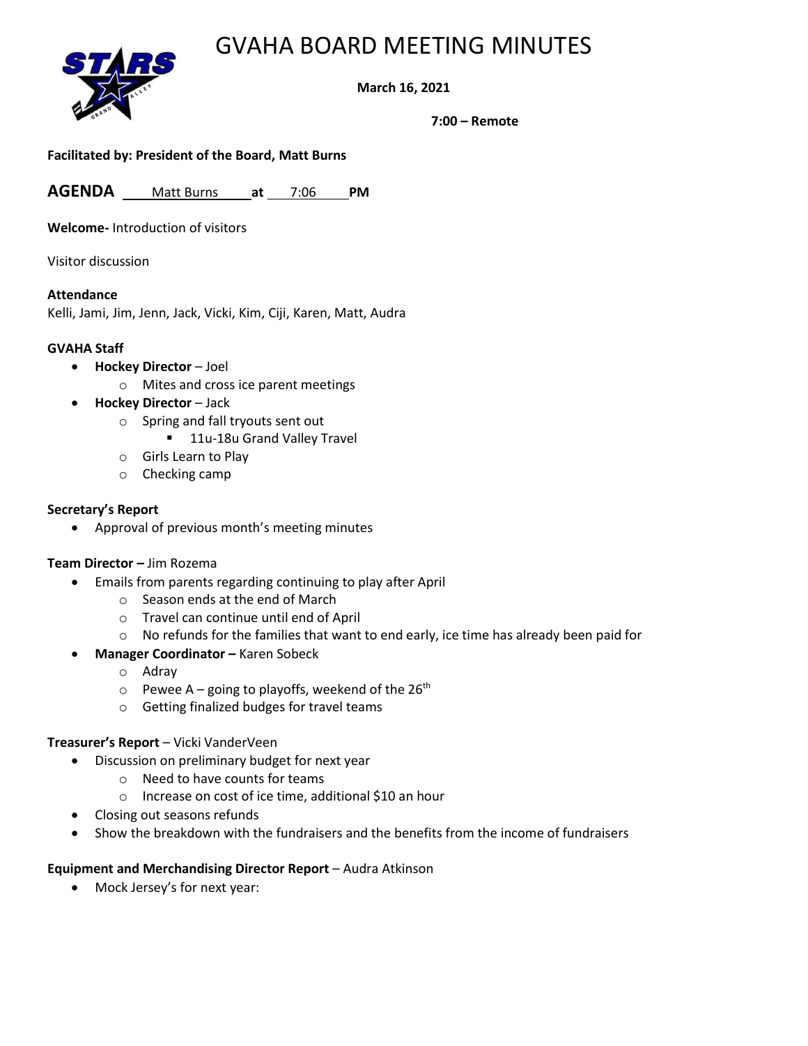# GVAHA BOARD MEETING MINUTES

**March 16, 2021**

**7:00 – Remote**

**Facilitated by: President of the Board, Matt Burns**

**AGENDA** Matt Burns **at** 7:06 **PM**

**Welcome-** Introduction of visitors

Visitor discussion

**Attendance**
Kelli, Jami, Jim, Jenn, Jack, Vicki, Kim, Ciji, Karen, Matt, Audra

**GVAHA Staff**

- **Hockey Director** – Joel
  - Mites and cross ice parent meetings
- **Hockey Director** – Jack
  - Spring and fall tryouts sent out
    - 11u-18u Grand Valley Travel
  - Girls Learn to Play
  - Checking camp

**Secretary's Report**

- Approval of previous month's meeting minutes

**Team Director –** Jim Rozema

- Emails from parents regarding continuing to play after April
  - Season ends at the end of March
  - Travel can continue until end of April
  - No refunds for the families that want to end early, ice time has already been paid for
- **Manager Coordinator –** Karen Sobeck
  - Adray
  - Pewee A – going to playoffs, weekend of the 26th
  - Getting finalized budges for travel teams

**Treasurer's Report** – Vicki VanderVeen

- Discussion on preliminary budget for next year
  - Need to have counts for teams
  - Increase on cost of ice time, additional $10 an hour
- Closing out seasons refunds
- Show the breakdown with the fundraisers and the benefits from the income of fundraisers

**Equipment and Merchandising Director Report** – Audra Atkinson

- Mock Jersey's for next year: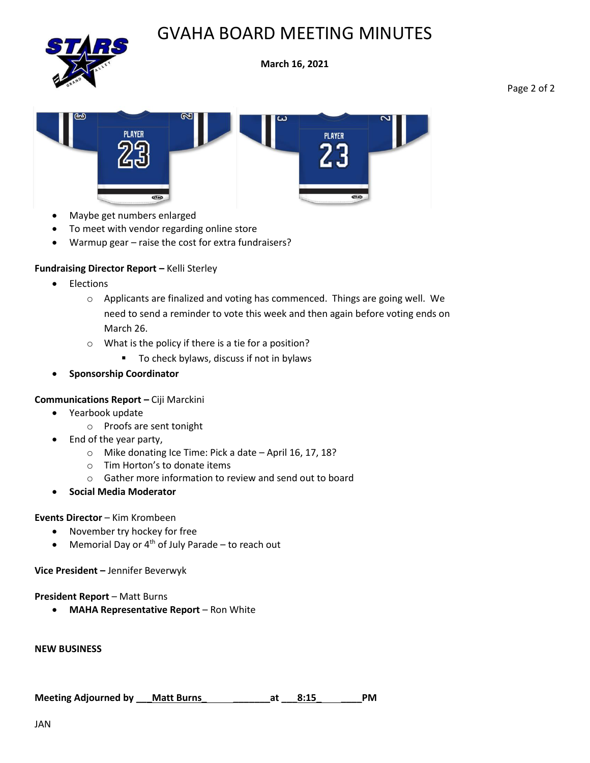- Maybe get numbers enlarged
- To meet with vendor regarding online store
- Warmup gear – raise the cost for extra fundraisers?

**Fundraising Director Report –** Kelli Sterley

- Elections
  - Applicants are finalized and voting has commenced. Things are going well. We need to send a reminder to vote this week and then again before voting ends on March 26.
  - What is the policy if there is a tie for a position?
    - To check bylaws, discuss if not in bylaws
- **Sponsorship Coordinator**

**Communications Report –** Ciji Marckini

- Yearbook update
  - Proofs are sent tonight
- End of the year party,
  - Mike donating Ice Time: Pick a date – April 16, 17, 18?
  - Tim Horton's to donate items
  - Gather more information to review and send out to board
- **Social Media Moderator**

**Events Director** – Kim Krombeen

- November try hockey for free
- Memorial Day or 4th of July Parade – to reach out

**Vice President –** Jennifer Beverwyk

**President Report** – Matt Burns

- **MAHA Representative Report** – Ron White

**NEW BUSINESS**

**Meeting Adjourned by \_\_\_Matt Burns\_\_\_\_\_\_\_\_\_\_\_\_\_\_\_\_\_at \_\_\_8:15\_\_\_\_\_\_\_\_\_PM**

JAN